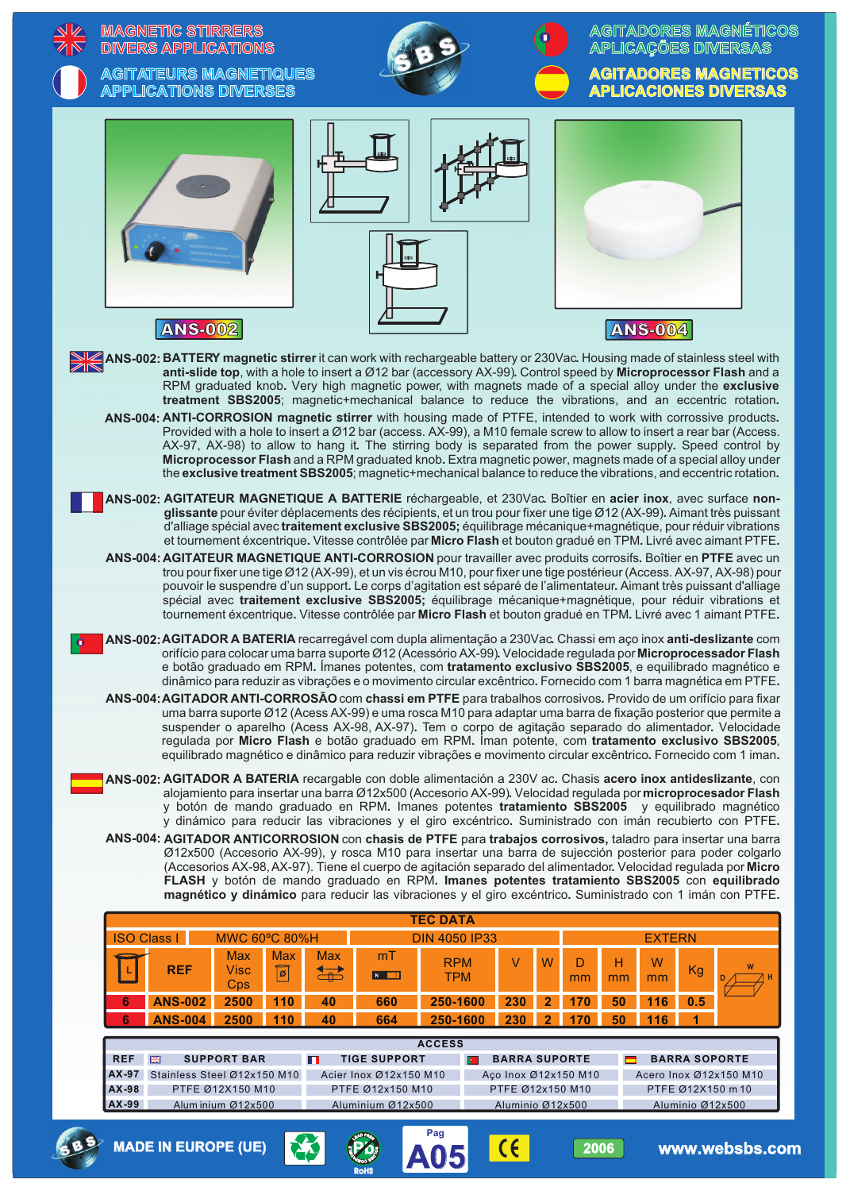# MAGNETIC STIRRERS DIVERS APPLICATIONS

# AGITATEURS MAGNETIQUES APPLICATIONS DIVERSES

# AGITADORES MAGNÉTICOS APLICAÇÕES DIVERSAS

# AGITADORES MAGNETICOS APLICACIONES DIVERSAS

ANS-002

ANS-004

**ANS-002: BATTERY magnetic stirrer** it can work with rechargeable battery or 230Vac. Housing made of stainless steel with **anti-slide top**, with a hole to insert a Ø12 bar (accessory AX-99). Control speed by **Microprocessor Flash** and a RPM graduated knob. Very high magnetic power, with magnets made of a special alloy under the **exclusive treatment SBS2005**; magnetic+mechanical balance to reduce the vibrations, and an eccentric rotation.

**ANS-004: ANTI-CORROSION magnetic stirrer** with housing made of PTFE, intended to work with corrosive products. Provided with a hole to insert a Ø12 bar (access. AX-99), a M10 female screw to allow to insert a rear bar (Access. AX-97, AX-98) to allow to hang it. The stirring body is separated from the power supply. Speed control by **Microprocessor Flash** and a RPM graduated knob. Extra magnetic power, magnets made of a special alloy under the **exclusive treatment SBS2005**; magnetic+mechanical balance to reduce the vibrations, and eccentric rotation.

**ANS-002: AGITATEUR MAGNETIQUE A BATTERIE** réchargeable, et 230Vac. Boîtier en **acier inox**, avec surface **non-glissante** pour éviter déplacements des récipients, et un trou pour fixer une tige Ø12 (AX-99). Aimant très puissant d'alliage spécial avec **traitement exclusive SBS2005;** équilibrage mécanique+magnétique, pour réduir vibrations et tournement éxcentrique. Vitesse contrôlée par **Micro Flash** et bouton gradué en TPM. Livré avec aimant PTFE.

**ANS-004: AGITATEUR MAGNETIQUE ANTI-CORROSION** pour travailler avec produits corrosifs. Boîtier en **PTFE** avec un trou pour fixer une tige Ø12 (AX-99), et un vis écrou M10, pour fixer une tige postérieur (Access. AX-97, AX-98) pour pouvoir le suspendre d'un support. Le corps d'agitation est séparé de l'alimentateur. Aimant très puissant d'alliage spécial avec **traitement exclusive SBS2005;** équilibrage mécanique+magnétique, pour réduir vibrations et tournement éxcentrique. Vitesse contrôlée par **Micro Flash** et bouton gradué en TPM. Livré avec 1 aimant PTFE.

**ANS-002: AGITADOR A BATERIA** recarregável com dupla alimentação a 230Vac. Chassi em aço inox **anti-deslizante** com orifício para colocar uma barra suporte Ø12 (Acessório AX-99). Velocidade regulada por **Microprocessador Flash** e botão graduado em RPM. Ímanes potentes, com **tratamento exclusivo SBS2005**, e equilibrado magnético e dinâmico para reduzir as vibrações e o movimento circular excêntrico. Fornecido com 1 barra magnética em PTFE.

**ANS-004: AGITADOR ANTI-CORROSÃO** com **chassi em PTFE** para trabalhos corrosivos. Provido de um orifício para fixar uma barra suporte Ø12 (Acess AX-99) e uma rosca M10 para adaptar uma barra de fixação posterior que permite a suspender o aparelho (Acess AX-98, AX-97). Tem o corpo de agitação separado do alimentador. Velocidade regulada por **Micro Flash** e botão graduado em RPM. Íman potente, com **tratamento exclusivo SBS2005**, equilibrado magnético e dinâmico para reduzir vibrações e movimento circular excêntrico. Fornecido com 1 iman.

**ANS-002: AGITADOR A BATERIA** recargable con doble alimentación a 230V ac. Chasis **acero inox antideslizante**, con alojamiento para insertar una barra Ø12x500 (Accesorio AX-99). Velocidad regulada por **microprocesador Flash** y botón de mando graduado en RPM. Imanes potentes **tratamiento SBS2005** y equilibrado magnético y dinámico para reducir las vibraciones y el giro excéntrico. Suministrado con imán recubierto con PTFE.

**ANS-004: AGITADOR ANTICORROSION** con **chasis de PTFE** para **trabajos corrosivos,** taladro para insertar una barra Ø12x500 (Accesorio AX-99), y rosca M10 para insertar una barra de sujección posterior para poder colgarlo (Accesorios AX-98, AX-97). Tiene el cuerpo de agitación separado del alimentador. Velocidad regulada por **Micro FLASH** y botón de mando graduado en RPM. **Imanes potentes tratamiento SBS2005** con **equilibrado magnético y dinámico** para reducir las vibraciones y el giro excéntrico. Suministrado con 1 imán con PTFE.

## TEC DATA

| ISO Class I | | MWC 60ºC 80%H | | DIN 4050 IP33 | | | | EXTERN | | | | |
|---|---|---|---|---|---|---|---|---|---|---|---|---|
| L | REF | Max Visc Cps | Max Ø | Max | mT | RPM TPM | V | W | D mm | H mm | W mm | Kg |
| 6 | ANS-002 | 2500 | 110 | 40 | 660 | 250-1600 | 230 | 2 | 170 | 50 | 116 | 0.5 |
| 6 | ANS-004 | 2500 | 110 | 40 | 664 | 250-1600 | 230 | 2 | 170 | 50 | 116 | 1 |

## ACCESS

| REF | SUPPORT BAR | TIGE SUPPORT | BARRA SUPORTE | BARRA SOPORTE |
|---|---|---|---|---|
| AX-97 | Stainless Steel Ø12x150 M10 | Acier Inox Ø12x150 M10 | Aço Inox Ø12x150 M10 | Acero Inox Ø12x150 M10 |
| AX-98 | PTFE Ø12X150 M10 | PTFE Ø12x150 M10 | PTFE Ø12x150 M10 | PTFE Ø12X150 m 10 |
| AX-99 | Aluminium Ø12x500 | Aluminium Ø12x500 | Aluminio Ø12x500 | Aluminio Ø12x500 |

MADE IN EUROPE (UE) — Pag A05 — 2006 — www.websbs.com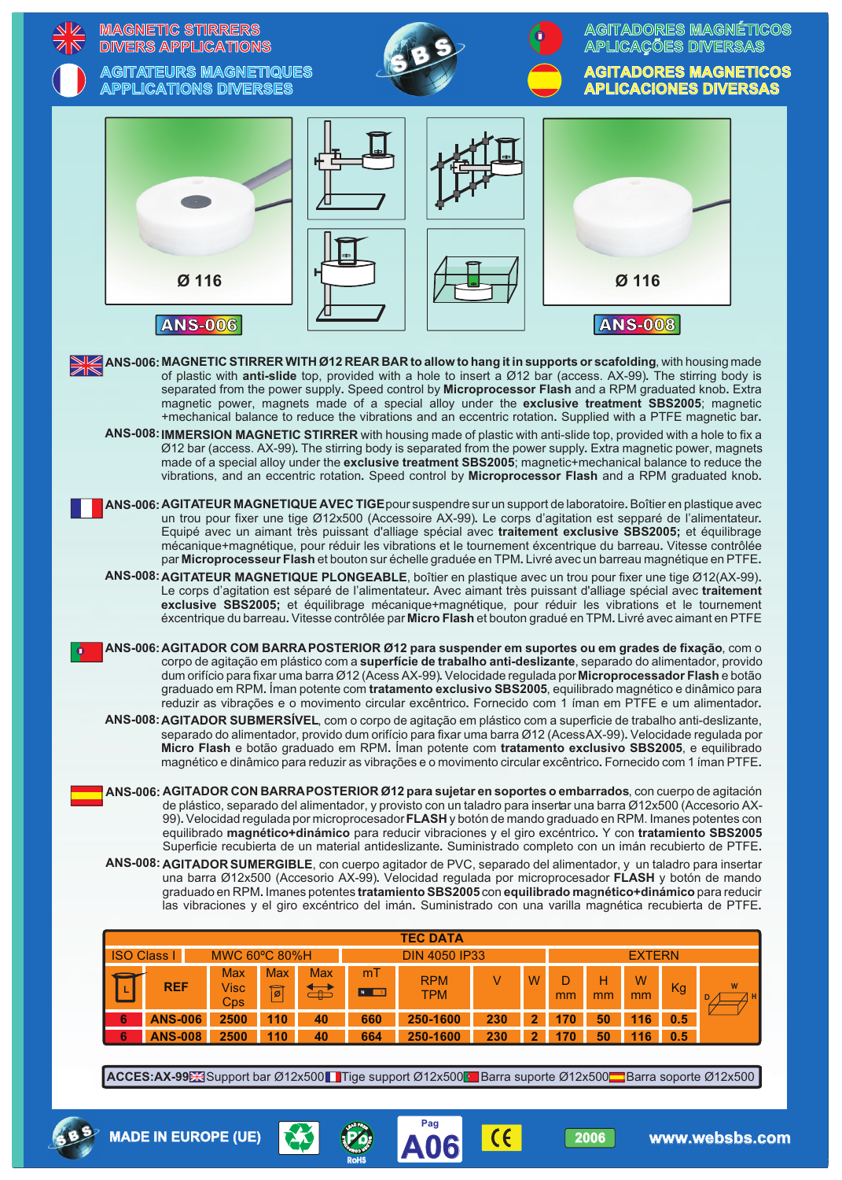# MAGNETIC STIRRERS DIVERS APPLICATIONS

# AGITATEURS MAGNETIQUES APPLICATIONS DIVERSES

# AGITADORES MAGNÉTICOS APLICAÇÕES DIVERSAS

# AGITADORES MAGNETICOS APLICACIONES DIVERSAS

Ø 116

**ANS-006**

Ø 116

**ANS-008**

**ANS-006: MAGNETIC STIRRER WITH Ø12 REAR BAR to allow to hang it in supports or scafolding**, with housing made of plastic with **anti-slide** top, provided with a hole to insert a Ø12 bar (access. AX-99). The stirring body is separated from the power supply. Speed control by **Microprocessor Flash** and a RPM graduated knob. Extra magnetic power, magnets made of a special alloy under the **exclusive treatment SBS2005**; magnetic +mechanical balance to reduce the vibrations and an eccentric rotation. Supplied with a PTFE magnetic bar.

**ANS-008: IMMERSION MAGNETIC STIRRER** with housing made of plastic with anti-slide top, provided with a hole to fix a Ø12 bar (access. AX-99). The stirring body is separated from the power supply. Extra magnetic power, magnets made of a special alloy under the **exclusive treatment SBS2005**; magnetic+mechanical balance to reduce the vibrations, and an eccentric rotation. Speed control by **Microprocessor Flash** and a RPM graduated knob.

**ANS-006: AGITATEUR MAGNETIQUE AVEC TIGE** pour suspendre sur un support de laboratoire. Boîtier en plastique avec un trou pour fixer une tige Ø12x500 (Accessoire AX-99). Le corps d'agitation est sepparé de l'alimentateur. Equipé avec un aimant très puissant d'alliage spécial avec **traitement exclusive SBS2005;** et équilibrage mécanique+magnétique, pour réduir les vibrations et le tournement éxcentrique du barreau. Vitesse contrôlée par **Microprocesseur Flash** et bouton sur échelle graduée en TPM. Livré avec un barreau magnétique en PTFE.

**ANS-008: AGITATEUR MAGNETIQUE PLONGEABLE**, boîtier en plastique avec un trou pour fixer une tige Ø12(AX-99). Le corps d'agitation est séparé de l'alimentateur. Avec aimant très puissant d'alliage spécial avec **traitement exclusive SBS2005;** et équilibrage mécanique+magnétique, pour réduir les vibrations et le tournement éxcentrique du barreau. Vitesse contrôlée par **Micro Flash** et bouton gradué en TPM. Livré avec aimant en PTFE

**ANS-006: AGITADOR COM BARRA POSTERIOR Ø12 para suspender em suportes ou em grades de fixação**, com o corpo de agitação em plástico com a **superfície de trabalho anti-deslizante**, separado do alimentador, provido dum orifício para fixar uma barra Ø12 (Acess AX-99). Velocidade regulada por **Microprocessador Flash** e botão graduado em RPM. Íman potente com **tratamento exclusivo SBS2005**, equilibrado magnético e dinâmico para reduzir as vibrações e o movimento circular excêntrico. Fornecido com 1 íman em PTFE e um alimentador.

**ANS-008: AGITADOR SUBMERSÍVEL**, com o corpo de agitação em plástico com a superficie de trabalho anti-deslizante, separado do alimentador, provido dum orifício para fixar uma barra Ø12 (AcessAX-99). Velocidade regulada por **Micro Flash** e botão graduado em RPM. Íman potente com **tratamento exclusivo SBS2005**, e equilibrado magnético e dinâmico para reduzir as vibrações e o movimento circular excêntrico. Fornecido com 1 íman PTFE.

**ANS-006: AGITADOR CON BARRA POSTERIOR Ø12 para sujetar en soportes o embarrados**, con cuerpo de agitación de plástico, separado del alimentador, y provisto con un taladro para insertar una barra Ø12x500 (Accesorio AX-99). Velocidad regulada por microprocesador **FLASH** y botón de mando graduado en RPM. Imanes potentes con equilibrado **magnético+dinámico** para reducir vibraciones y el giro excéntrico. Y con **tratamiento SBS2005** Superficie recubierta de un material antideslizante. Suministrado completo con un imán recubierto de PTFE.

**ANS-008: AGITADOR SUMERGIBLE**, con cuerpo agitador de PVC, separado del alimentador, y un taladro para insertar una barra Ø12x500 (Accesorio AX-99). Velocidad regulada por microprocesador **FLASH** y botón de mando graduado en RPM. Imanes potentes **tratamiento SBS2005** con **equilibrado magnético+dinámico** para reducir las vibraciones y el giro excéntrico del imán. Suministrado con una varilla magnética recubierta de PTFE.

**TEC DATA**

| ISO Class I | | MWC 60ºC 80%H | | | DIN 4050 IP33 | | | | EXTERN | | | |
|---|---|---|---|---|---|---|---|---|---|---|---|---|
| L | REF | Max Visc Cps | Max Ø | Max | mT | RPM TPM | V | W | D mm | H mm | W mm | Kg |
| 6 | ANS-006 | 2500 | 110 | 40 | 660 | 250-1600 | 230 | 2 | 170 | 50 | 116 | 0.5 |
| 6 | ANS-008 | 2500 | 110 | 40 | 664 | 250-1600 | 230 | 2 | 170 | 50 | 116 | 0.5 |

**ACCES:AX-99** Support bar Ø12x500 | Tige support Ø12x500 | Barra suporte Ø12x500 | Barra soporte Ø12x500

MADE IN EUROPE (UE) — Pag A06 — 2006 — www.websbs.com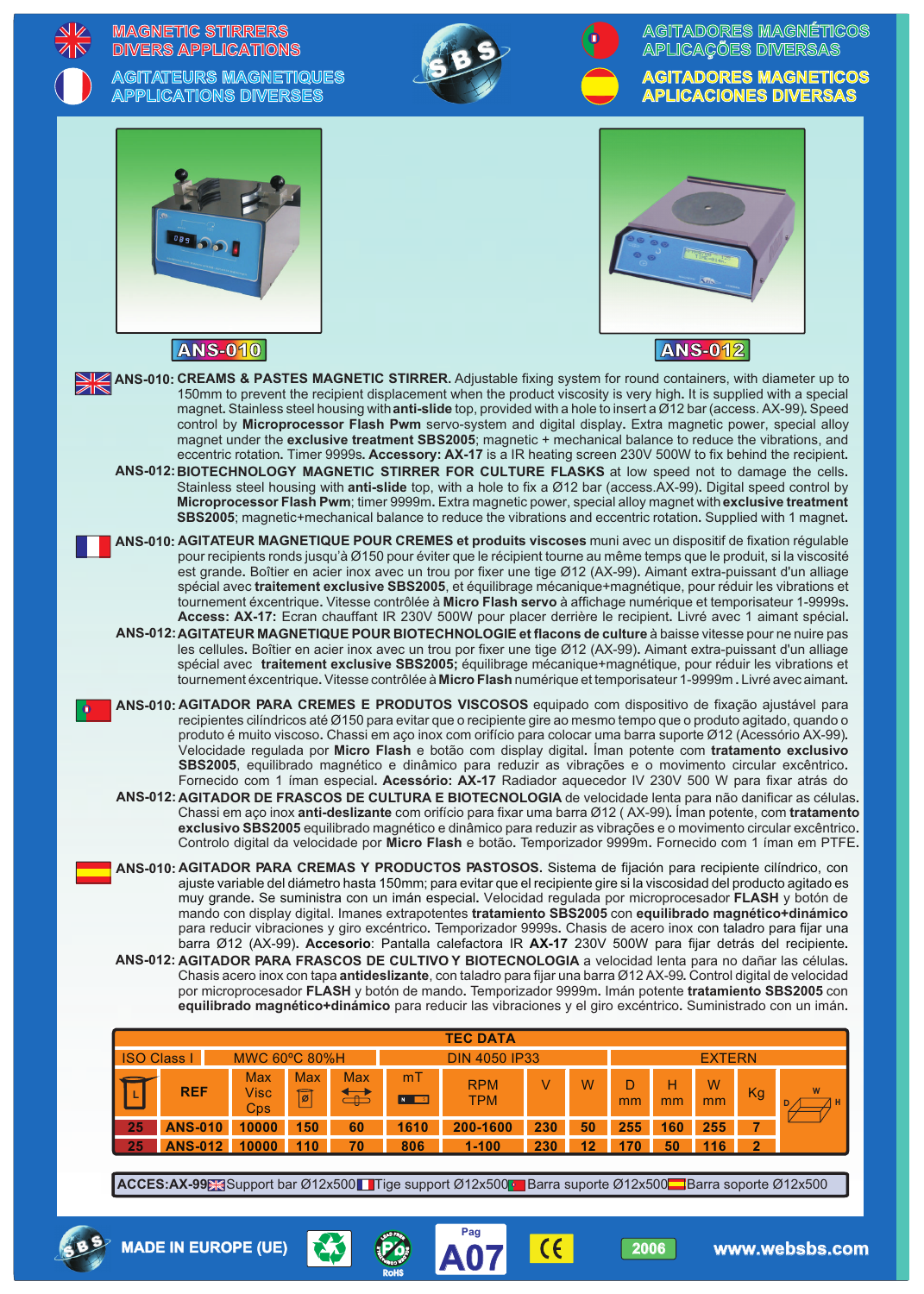# MAGNETIC STIRRERS DIVERS APPLICATIONS

# AGITATEURS MAGNETIQUES APPLICATIONS DIVERSES

# AGITADORES MAGNÉTICOS APLICAÇÕES DIVERSAS

# AGITADORES MAGNETICOS APLICACIONES DIVERSAS

ANS-010

ANS-012

**ANS-010: CREAMS & PASTES MAGNETIC STIRRER.** Adjustable fixing system for round containers, with diameter up to 150mm to prevent the recipient displacement when the product viscosity is very high. It is supplied with a special magnet. Stainless steel housing with **anti-slide** top, provided with a hole to insert a Ø12 bar (access. AX-99). Speed control by **Microprocessor Flash Pwm** servo-system and digital display. Extra magnetic power, special alloy magnet under the **exclusive treatment SBS2005**; magnetic + mechanical balance to reduce the vibrations, and eccentric rotation. Timer 9999s. **Accessory: AX-17** is a IR heating screen 230V 500W to fix behind the recipient.

**ANS-012: BIOTECHNOLOGY MAGNETIC STIRRER FOR CULTURE FLASKS** at low speed not to damage the cells. Stainless steel housing with **anti-slide** top, with a hole to fix a Ø12 bar (access.AX-99). Digital speed control by **Microprocessor Flash Pwm**; timer 9999m. Extra magnetic power, special alloy magnet with **exclusive treatment SBS2005**; magnetic+mechanical balance to reduce the vibrations and eccentric rotation. Supplied with 1 magnet.

**ANS-010: AGITATEUR MAGNETIQUE POUR CREMES et produits visquoses** muni avec un dispositif de fixation réglable pour recipients ronds jusqu'à Ø150 pour éviter que le récipient tourne au même temps que le produit, si la viscosité est grande. Boîtier en acier inox avec un trou por fixer une tige Ø12 (AX-99). Aimant extra-puissant d'un alliage spécial avec **traitement exclusive SBS2005**, et équilibrage mécanique+magnétique, pour réduir les vibrations et tournement éxcentrique. Vitesse contrôlée à **Micro Flash servo** à affichage numérique et temporisateur 1-9999s. **Access: AX-17:** Ecran chauffant IR 230V 500W pour placer derrière le recipient. Livré avec 1 aimant spécial.

**ANS-012: AGITATEUR MAGNETIQUE POUR BIOTECHNOLOGIE et flacons de culture** à baisse vitesse pour ne nuire pas les cellules. Boîtier en acier inox avec un trou por fixer une tige Ø12 (AX-99). Aimant extra-puissant d'un alliage spécial avec **traitement exclusive SBS2005;** équilibrage mécanique+magnétique, pour réduir les vibrations et tournement éxcentrique. Vitesse contrôlée à **Micro Flash** numérique et temporisateur 1-9999m . Livré avec aimant.

**ANS-010: AGITADOR PARA CREMES E PRODUTOS VISCOSOS** equipado com dispositivo de fixação ajustável para recipientes cilíndricos até Ø150 para evitar que o recipiente gire ao mesmo tempo que o produto agitado, quando o produto é muito viscoso. Chassi em aço inox com orifício para colocar uma barra suporte Ø12 (Acessório AX-99). Velocidade regulada por **Micro Flash** e botão com display digital. Íman potente com **tratamento exclusivo SBS2005**, equilibrado magnético e dinâmico para reduzir as vibrações e o movimento circular excêntrico. Fornecido com 1 íman especial. **Acessório: AX-17** Radiador aquecedor IV 230V 500 W para fixar atrás do

**ANS-012: AGITADOR DE FRASCOS DE CULTURA E BIOTECNOLOGIA** de velocidade lenta para não danificar as células. Chassi em aço inox **anti-deslizante** com orifício para fixar uma barra Ø12 ( AX-99). Íman potente, com **tratamento exclusivo SBS2005** equilibrado magnético e dinâmico para reduzir as vibrações e o movimento circular excêntrico. Controlo digital da velocidade por **Micro Flash** e botão. Temporizador 9999m. Fornecido com 1 íman em PTFE.

**ANS-010: AGITADOR PARA CREMAS Y PRODUCTOS PASTOSOS**. Sistema de fijación para recipiente cilíndrico, con ajuste variable del diámetro hasta 150mm; para evitar que el recipiente gire si la viscosidad del producto agitado es muy grande. Se suministra con un imán especial. Velocidad regulada por microprocesador **FLASH** y botón de mando con display digital. Imanes extrapotentes **tratamiento SBS2005** con **equilibrado magnético+dinámico** para reducir vibraciones y giro excéntrico. Temporizador 9999s. Chasis de acero inox con taladro para fijar una barra Ø12 (AX-99). **Accesorio**: Pantalla calefactora IR **AX-17** 230V 500W para fijar detrás del recipiente.

**ANS-012: AGITADOR PARA FRASCOS DE CULTIVO Y BIOTECNOLOGIA** a velocidad lenta para no dañar las células. Chasis acero inox con tapa **antideslizante**, con taladro para fijar una barra Ø12 AX-99. Control digital de velocidad por microprocesador **FLASH** y botón de mando. Temporizador 9999m. Imán potente **tratamiento SBS2005** con **equilibrado magnético+dinámico** para reducir las vibraciones y el giro excéntrico. Suministrado con un imán.

**TEC DATA**

| ISO Class I | MWC 60°C 80%H | | | DIN 4050 IP33 | | | | EXTERN | | | | |
|---|---|---|---|---|---|---|---|---|---|---|---|---|
| L | REF | Max Visc Cps | Max Ø | Max ↔ | mT | RPM TPM | V | W | D mm | H mm | W mm | Kg |
| 25 | ANS-010 | 10000 | 150 | 60 | 1610 | 200-1600 | 230 | 50 | 255 | 160 | 255 | 7 |
| 25 | ANS-012 | 10000 | 110 | 70 | 806 | 1-100 | 230 | 12 | 170 | 50 | 116 | 2 |

**ACCES:AX-99** Support bar Ø12x500 Tige support Ø12x500 Barra suporte Ø12x500 Barra soporte Ø12x500

MADE IN EUROPE (UE) 2006 www.websbs.com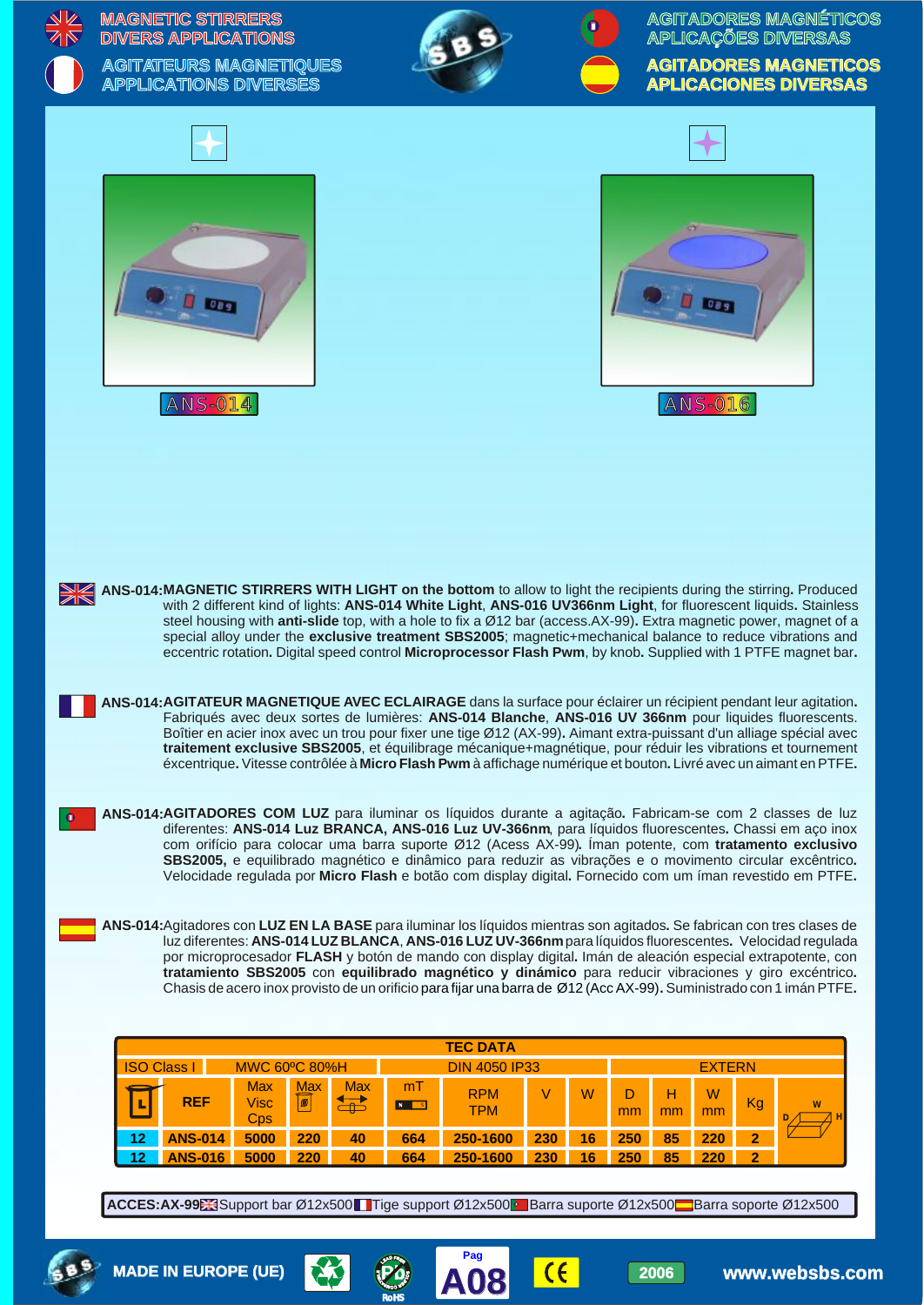# MAGNETIC STIRRERS DIVERS APPLICATIONS

# AGITATEURS MAGNETIQUES APPLICATIONS DIVERSES

# AGITADORES MAGNÉTICOS APLICAÇÕES DIVERSAS

# AGITADORES MAGNETICOS APLICACIONES DIVERSAS

ANS-014

ANS-016

**ANS-014:MAGNETIC STIRRERS WITH LIGHT on the bottom** to allow to light the recipients during the stirring**.** Produced with 2 different kind of lights: **ANS-014 White Light**, **ANS-016 UV366nm Light**, for fluorescent liquids**.** Stainless steel housing with **anti-slide** top, with a hole to fix a Ø12 bar (access.AX-99)**.** Extra magnetic power, magnet of a special alloy under the **exclusive treatment SBS2005**; magnetic+mechanical balance to reduce vibrations and eccentric rotation**.** Digital speed control **Microprocessor Flash Pwm**, by knob**.** Supplied with 1 PTFE magnet bar**.**

**ANS-014:AGITATEUR MAGNETIQUE AVEC ECLAIRAGE** dans la surface pour éclairer un récipient pendant leur agitation**.** Fabriqués avec deux sortes de lumières: **ANS-014 Blanche**, **ANS-016 UV 366nm** pour liquides fluorescents**.** Boîtier en acier inox avec un trou pour fixer une tige Ø12 (AX-99)**.** Aimant extra-puissant d'un alliage spécial avec **traitement exclusive SBS2005**, et équilibrage mécanique+magnétique, pour réduir les vibrations et tournement éxcentrique**.** Vitesse contrôlée à **Micro Flash Pwm** à affichage numérique et bouton**.** Livré avec un aimant en PTFE**.**

**ANS-014:AGITADORES COM LUZ** para iluminar os líquidos durante a agitação**.** Fabricam-se com 2 classes de luz diferentes: **ANS-014 Luz BRANCA, ANS-016 Luz UV-366nm**, para líquidos fluorescentes**.** Chassi em aço inox com orifício para colocar uma barra suporte Ø12 (Acess AX-99)**.** Íman potente, com **tratamento exclusivo SBS2005,** e equilibrado magnético e dinâmico para reduzir as vibrações e o movimento circular excêntrico**.** Velocidade regulada por **Micro Flash** e botão com display digital**.** Fornecido com um íman revestido em PTFE**.**

**ANS-014:**Agitadores con **LUZ EN LA BASE** para iluminar los líquidos mientras son agitados**.** Se fabrican con tres clases de luz diferentes: **ANS-014 LUZ BLANCA**, **ANS-016 LUZ UV-366nm** para líquidos fluorescentes**.** Velocidad regulada por microprocesador **FLASH** y botón de mando con display digital**.** Imán de aleación especial extrapotente, con **tratamiento SBS2005** con **equilibrado magnético y dinámico** para reducir vibraciones y giro excéntrico**.** Chasis de acero inox provisto de un orificio para fijar una barra de Ø12 (Acc AX-99)**.** Suministrado con 1 imán PTFE**.**

| TEC DATA | | | | | | | | | | | | |
|---|---|---|---|---|---|---|---|---|---|---|---|---|
| ISO Class I | MWC 60ºC 80%H | | | | DIN 4050 IP33 | | | | EXTERN | | | |
| L | REF | Max Visc Cps | Max | Max | mT | RPM TPM | V | W | D mm | H mm | W mm | Kg |
| 12 | ANS-014 | 5000 | 220 | 40 | 664 | 250-1600 | 230 | 16 | 250 | 85 | 220 | 2 |
| 12 | ANS-016 | 5000 | 220 | 40 | 664 | 250-1600 | 230 | 16 | 250 | 85 | 220 | 2 |

**ACCES:AX-99** Support bar Ø12x500 Tige support Ø12x500 Barra suporte Ø12x500 Barra soporte Ø12x500

MADE IN EUROPE (UE) Pag A08 2006 www.websbs.com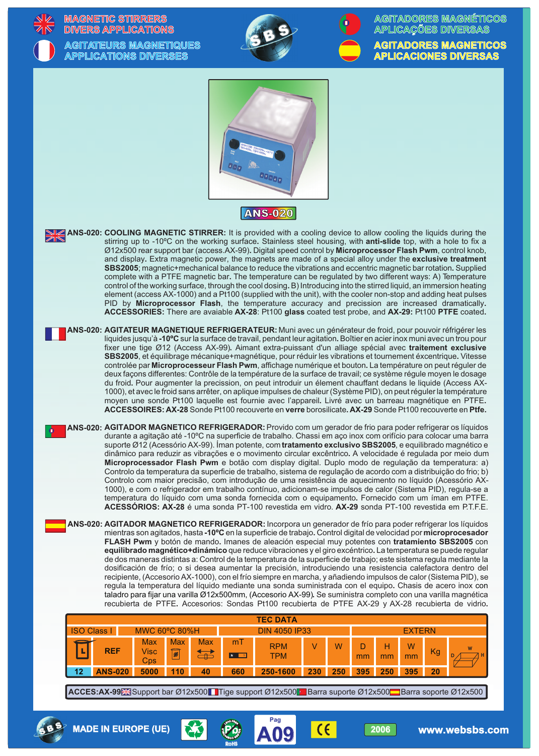# MAGNETIC STIRRERS DIVERS APPLICATIONS

# AGITATEURS MAGNETIQUES APPLICATIONS DIVERSES

# AGITADORES MAGNÉTICOS APLICAÇÕES DIVERSAS

# AGITADORES MAGNETICOS APLICACIONES DIVERSAS

**ANS-020**

**ANS-020: COOLING MAGNETIC STIRRER:** It is provided with a cooling device to allow cooling the liquids during the stirring up to -10ºC on the working surface. Stainless steel housing, with **anti-slide** top, with a hole to fix a Ø12x500 rear support bar (access.AX-99). Digital speed control by **Microprocessor Flash Pwm**, control knob, and display. Extra magnetic power, the magnets are made of a special alloy under the **exclusive treatment SBS2005**; magnetic+mechanical balance to reduce the vibrations and eccentric magnetic bar rotation. Supplied complete with a PTFE magnetic bar. The temperature can be regulated by two different ways: A) Temperature control of the working surface, through the cool dosing. B) Introducing into the stirred liquid, an immersion heating element (access AX-1000) and a Pt100 (supplied with the unit), with the cooler non-stop and adding heat pulses PID by **Microprocessor Flash**, the temperature accuracy and precission are increased dramatically. **ACCESSORIES:** There are avaiable **AX-28**: Pt100 **glass** coated test probe, and **AX-29:** Pt100 **PTFE** coated.

**ANS-020: AGITATEUR MAGNETIQUE REFRIGERATEUR:** Muni avec un générateur de froid, pour pouvoir réfrigérer les liquides jusqu'à **-10ºC** sur la surface de travail, pendant leur agitation. Boîtier en acier inox muni avec un trou pour fixer une tige Ø12 (Access AX-99). Aimant extra-puissant d'un alliage spécial avec **traitement exclusive SBS2005**, et équilibrage mécanique+magnétique, pour réduir les vibrations et tournement éxcentrique. Vitesse controlée par **Microprocesseur Flash Pwm**, affichage numérique et bouton. La température on peut réguler de deux façons differentes: Contrôle de la température de la surface de travail; ce système régule moyen le dosage du froid. Pour augmenter la precission, on peut introduir un élément chauffant dedans le liquide (Access AX-1000), et avec le froid sans arrêter, on aplique impulses de chaleur (Système PID), on peut réguler la température moyen une sonde Pt100 laquelle est fournie avec l'appareil. Livré avec un barreau magnétique en PTFE. **ACCESSOIRES: AX-28** Sonde Pt100 recouverte en **verre** borosilicate. **AX-29** Sonde Pt100 recouverte en **Ptfe.**

**ANS-020: AGITADOR MAGNETICO REFRIGERADOR:** Provido com um gerador de frio para poder refrigerar os líquidos durante a agitação até -10ºC na superficie de trabalho. Chassi em aço inox com orifício para colocar uma barra suporte Ø12 (Acessório AX-99). Íman potente, com **tratamento exclusivo SBS2005**, e equilibrado magnético e dinâmico para reduzir as vibrações e o movimento circular excêntrico. A velocidade é regulada por meio dum **Microprocessador Flash Pwm** e botão com display digital. Duplo modo de regulação da temperatura: a) Controlo da temperatura da superficie de trabalho, sistema de regulação de acordo com a distribuição do frio; b) Controlo com maior precisão, com introdução de uma resistência de aquecimento no líquido (Acessório AX-1000), e com o refrigerador em trabalho contínuo, adicionam-se impulsos de calor (Sistema PID), regula-se a temperatura do líquido com uma sonda fornecida com o equipamento. Fornecido com um íman em PTFE. **ACESSÓRIOS: AX-28** é uma sonda PT-100 revestida em vidro. **AX-29** sonda PT-100 revestida em P.T.F.E.

**ANS-020: AGITADOR MAGNETICO REFRIGERADOR:** Incorpora un generador de frío para poder refrigerar los líquidos mientras son agitados, hasta **-10ºC** en la superficie de trabajo. Control digital de velocidad por **microprocesador FLASH Pwm** y botón de mando. Imanes de aleación especial muy potentes con **tratamiento SBS2005** con **equilibrado magnético+dinámico** que reduce vibraciones y el giro excéntrico. La temperatura se puede regular de dos maneras distintas a: Control de la temperatura de la superficie de trabajo; este sistema regula mediante la dosificación de frío; o si desea aumentar la precisión, introduciendo una resistencia calefactora dentro del recipiente, (Accesorio AX-1000), con el frío siempre en marcha, y añadiendo impulsos de calor (Sistema PID), se regula la temperatura del líquido mediante una sonda suministrada con el equipo. Chasis de acero inox con taladro para fijar una varilla Ø12x500mm, (Accesorio AX-99). Se suministra completo con una varilla magnética recubierta de PTFE. Accesorios: Sondas Pt100 recubierta de PTFE AX-29 y AX-28 recubierta de vidrio.

**TEC DATA**

| ISO Class I | | MWC 60ºC 80%H | | | DIN 4050 IP33 | | | | EXTERN | | | | |
|---|---|---|---|---|---|---|---|---|---|---|---|---|---|
| L | REF | Max Visc Cps | Max | Max | mT | RPM TPM | V | W | D mm | H mm | W mm | Kg | |
| 12 | ANS-020 | 5000 | 110 | 40 | 660 | 250-1600 | 230 | 250 | 395 | 250 | 395 | 20 | |

**ACCES:AX-99** Support bar Ø12x500 | Tige support Ø12x500 | Barra suporte Ø12x500 | Barra soporte Ø12x500

MADE IN EUROPE (UE) — Pag A09 — 2006 — www.websbs.com